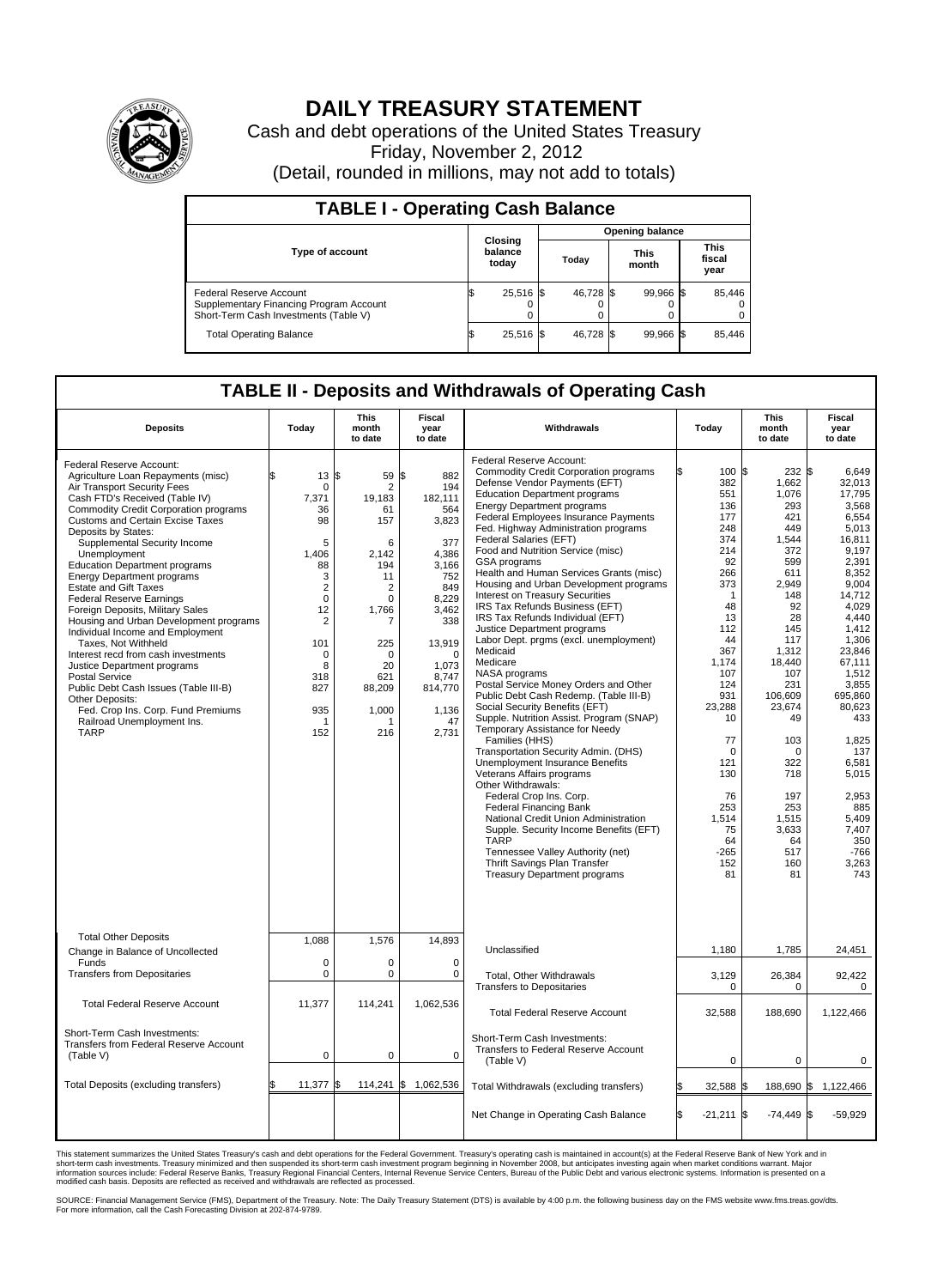# DAILY TREASURY STATEMENT

Cash and debt operations of the United States Treasury

Friday, November 2, 2012

(Detail, rounded in millions, may not add to totals)

## TABLE I - Operating Cash Balance

| Type of account | Closing balance today | Opening balance Today | Opening balance This month | Opening balance This fiscal year |
|---|---|---|---|---|
| Federal Reserve Account | $ 25,516 | $ 46,728 | $ 99,966 | $ 85,446 |
| Supplementary Financing Program Account | 0 | 0 | 0 | 0 |
| Short-Term Cash Investments (Table V) | 0 | 0 | 0 | 0 |
| Total Operating Balance | $ 25,516 | $ 46,728 | $ 99,966 | $ 85,446 |

## TABLE II - Deposits and Withdrawals of Operating Cash

| Deposits | Today | This month to date | Fiscal year to date | Withdrawals | Today | This month to date | Fiscal year to date |
|---|---|---|---|---|---|---|---|
| Federal Reserve Account: | | | | Federal Reserve Account: | | | |
| Agriculture Loan Repayments (misc) | $ 13 | $ 59 | $ 882 | Commodity Credit Corporation programs | $ 100 | $ 232 | $ 6,649 |
| Air Transport Security Fees | 0 | 2 | 194 | Defense Vendor Payments (EFT) | 382 | 1,662 | 32,013 |
| Cash FTD's Received (Table IV) | 7,371 | 19,183 | 182,111 | Education Department programs | 551 | 1,076 | 17,795 |
| Commodity Credit Corporation programs | 36 | 61 | 564 | Energy Department programs | 136 | 293 | 3,568 |
| Customs and Certain Excise Taxes | 98 | 157 | 3,823 | Federal Employees Insurance Payments | 177 | 421 | 6,554 |
| Deposits by States: | | | | Fed. Highway Administration programs | 248 | 449 | 5,013 |
| Supplemental Security Income | 5 | 6 | 377 | Federal Salaries (EFT) | 374 | 1,544 | 16,811 |
| Unemployment | 1,406 | 2,142 | 4,386 | Food and Nutrition Service (misc) | 214 | 372 | 9,197 |
| Education Department programs | 88 | 194 | 3,166 | GSA programs | 92 | 599 | 2,391 |
| Energy Department programs | 3 | 11 | 752 | Health and Human Services Grants (misc) | 266 | 611 | 8,352 |
| Estate and Gift Taxes | 2 | 2 | 849 | Housing and Urban Development programs | 373 | 2,949 | 9,004 |
| Federal Reserve Earnings | 0 | 0 | 8,229 | Interest on Treasury Securities | 1 | 148 | 14,712 |
| Foreign Deposits, Military Sales | 12 | 1,766 | 3,462 | IRS Tax Refunds Business (EFT) | 48 | 92 | 4,029 |
| Housing and Urban Development programs | 2 | 7 | 338 | IRS Tax Refunds Individual (EFT) | 13 | 28 | 4,440 |
| Individual Income and Employment Taxes, Not Withheld | 101 | 225 | 13,919 | Justice Department programs | 112 | 145 | 1,412 |
| Interest recd from cash investments | 0 | 0 | 0 | Labor Dept. prgms (excl. unemployment) | 44 | 117 | 1,306 |
| Justice Department programs | 8 | 20 | 1,073 | Medicaid | 367 | 1,312 | 23,846 |
| Postal Service | 318 | 621 | 8,747 | Medicare | 1,174 | 18,440 | 67,111 |
| Public Debt Cash Issues (Table III-B) | 827 | 88,209 | 814,770 | NASA programs | 107 | 107 | 1,512 |
| Other Deposits: | | | | Postal Service Money Orders and Other | 124 | 231 | 3,855 |
| Fed. Crop Ins. Corp. Fund Premiums | 935 | 1,000 | 1,136 | Public Debt Cash Redemp. (Table III-B) | 931 | 106,609 | 695,860 |
| Railroad Unemployment Ins. | 1 | 1 | 47 | Social Security Benefits (EFT) | 23,288 | 23,674 | 80,623 |
| TARP | 152 | 216 | 2,731 | Supple. Nutrition Assist. Program (SNAP) | 10 | 49 | 433 |
| | | | | Temporary Assistance for Needy Families (HHS) | 77 | 103 | 1,825 |
| | | | | Transportation Security Admin. (DHS) | 0 | 0 | 137 |
| | | | | Unemployment Insurance Benefits | 121 | 322 | 6,581 |
| | | | | Veterans Affairs programs | 130 | 718 | 5,015 |
| | | | | Other Withdrawals: | | | |
| | | | | Federal Crop Ins. Corp. | 76 | 197 | 2,953 |
| | | | | Federal Financing Bank | 253 | 253 | 885 |
| | | | | National Credit Union Administration | 1,514 | 1,515 | 5,409 |
| | | | | Supple. Security Income Benefits (EFT) | 75 | 3,633 | 7,407 |
| | | | | TARP | 64 | 64 | 350 |
| | | | | Tennessee Valley Authority (net) | -265 | 517 | -766 |
| | | | | Thrift Savings Plan Transfer | 152 | 160 | 3,263 |
| | | | | Treasury Department programs | 81 | 81 | 743 |
| Total Other Deposits | 1,088 | 1,576 | 14,893 | Unclassified | 1,180 | 1,785 | 24,451 |
| Change in Balance of Uncollected Funds | 0 | 0 | 0 | | | | |
| Transfers from Depositaries | 0 | 0 | 0 | Total, Other Withdrawals | 3,129 | 26,384 | 92,422 |
| | | | | Transfers to Depositaries | 0 | 0 | 0 |
| Total Federal Reserve Account | 11,377 | 114,241 | 1,062,536 | Total Federal Reserve Account | 32,588 | 188,690 | 1,122,466 |
| Short-Term Cash Investments: Transfers from Federal Reserve Account (Table V) | 0 | 0 | 0 | Short-Term Cash Investments: Transfers to Federal Reserve Account (Table V) | 0 | 0 | 0 |
| Total Deposits (excluding transfers) | $ 11,377 | $ 114,241 | $ 1,062,536 | Total Withdrawals (excluding transfers) | $ 32,588 | $ 188,690 | $ 1,122,466 |
| | | | | Net Change in Operating Cash Balance | $ -21,211 | $ -74,449 | $ -59,929 |

This statement summarizes the United States Treasury's cash and debt operations for the Federal Government. Treasury's operating cash is maintained in account(s) at the Federal Reserve Bank of New York and in short-term cash investments. Treasury minimized and then suspended its short-term cash investment program beginning in November 2008, but anticipates investing again when market conditions warrant. Major information sources include: Federal Reserve Banks, Treasury Regional Financial Centers, Internal Revenue Service Centers, Bureau of the Public Debt and various electronic systems. Information is presented on a modified cash basis. Deposits are reflected as received and withdrawals are reflected as processed.

SOURCE: Financial Management Service (FMS), Department of the Treasury. Note: The Daily Treasury Statement (DTS) is available by 4:00 p.m. the following business day on the FMS website www.fms.treas.gov/dts. For more information, call the Cash Forecasting Division at 202-874-9789.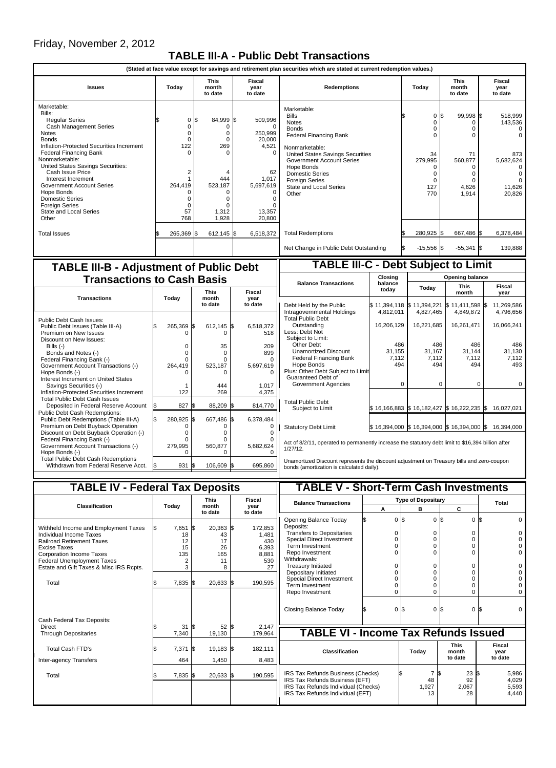Friday, November 2, 2012

# TABLE III-A - Public Debt Transactions

(Stated at face value except for savings and retirement plan securities which are stated at current redemption values.)

| Issues | Today | This month to date | Fiscal year to date |
|---|---|---|---|
| Marketable: | | | |
| Bills: | | | |
| Regular Series | $ 0 | $ 84,999 | $ 509,996 |
| Cash Management Series | 0 | 0 | 0 |
| Notes | 0 | 0 | 250,999 |
| Bonds | 0 | 0 | 20,000 |
| Inflation-Protected Securities Increment | 122 | 269 | 4,521 |
| Federal Financing Bank | 0 | 0 | 0 |
| Nonmarketable: | | | |
| United States Savings Securities: | | | |
| Cash Issue Price | 2 | 4 | 62 |
| Interest Increment | 1 | 444 | 1,017 |
| Government Account Series | 264,419 | 523,187 | 5,697,619 |
| Hope Bonds | 0 | 0 | 0 |
| Domestic Series | 0 | 0 | 0 |
| Foreign Series | 0 | 0 | 0 |
| State and Local Series | 57 | 1,312 | 13,357 |
| Other | 768 | 1,928 | 20,800 |
| Total Issues | $ 265,369 | $ 612,145 | $ 6,518,372 |

| Redemptions | Today | This month to date | Fiscal year to date |
|---|---|---|---|
| Marketable: | | | |
| Bills | $ 0 | $ 99,998 | $ 518,999 |
| Notes | 0 | 0 | 143,536 |
| Bonds | 0 | 0 | 0 |
| Federal Financing Bank | 0 | 0 | 0 |
| Nonmarketable: | | | |
| United States Savings Securities | 34 | 71 | 873 |
| Government Account Series | 279,995 | 560,877 | 5,682,624 |
| Hope Bonds | 0 | 0 | 0 |
| Domestic Series | 0 | 0 | 0 |
| Foreign Series | 0 | 0 | 0 |
| State and Local Series | 127 | 4,626 | 11,626 |
| Other | 770 | 1,914 | 20,826 |
| Total Redemptions | $ 280,925 | $ 667,486 | $ 6,378,484 |
| Net Change in Public Debt Outstanding | $ -15,556 | $ -55,341 | $ 139,888 |

# TABLE III-B - Adjustment of Public Debt Transactions to Cash Basis

| Transactions | Today | This month to date | Fiscal year to date |
|---|---|---|---|
| Public Debt Cash Issues: | | | |
| Public Debt Issues (Table III-A) | $ 265,369 | $ 612,145 | $ 6,518,372 |
| Premium on New Issues | 0 | 0 | 518 |
| Discount on New Issues: | | | |
| Bills (-) | 0 | 35 | 209 |
| Bonds and Notes (-) | 0 | 0 | 899 |
| Federal Financing Bank (-) | 0 | 0 | 0 |
| Government Account Transactions (-) | 264,419 | 523,187 | 5,697,619 |
| Hope Bonds (-) | 0 | 0 | 0 |
| Interest Increment on United States Savings Securities (-) | 1 | 444 | 1,017 |
| Inflation-Protected Securities Increment | 122 | 269 | 4,375 |
| Total Public Debt Cash Issues Deposited in Federal Reserve Account | $ 827 | $ 88,209 | $ 814,770 |
| Public Debt Cash Redemptions: | | | |
| Public Debt Redemptions (Table III-A) | $ 280,925 | $ 667,486 | $ 6,378,484 |
| Premium on Debt Buyback Operation | 0 | 0 | 0 |
| Discount on Debt Buyback Operation (-) | 0 | 0 | 0 |
| Federal Financing Bank (-) | 0 | 0 | 0 |
| Government Account Transactions (-) | 279,995 | 560,877 | 5,682,624 |
| Hope Bonds (-) | 0 | 0 | 0 |
| Total Public Debt Cash Redemptions Withdrawn from Federal Reserve Acct. | $ 931 | $ 106,609 | $ 695,860 |

# TABLE III-C - Debt Subject to Limit

| Balance Transactions | Closing balance today | Opening balance Today | Opening balance This month | Opening balance Fiscal year |
|---|---|---|---|---|
| Debt Held by the Public | $ 11,394,118 | $ 11,394,221 | $ 11,411,598 | $ 11,269,586 |
| Intragovernmental Holdings | 4,812,011 | 4,827,465 | 4,849,872 | 4,796,656 |
| Total Public Debt Outstanding | 16,206,129 | 16,221,685 | 16,261,471 | 16,066,241 |
| Less: Debt Not Subject to Limit: | | | | |
| Other Debt | 486 | 486 | 486 | 486 |
| Unamortized Discount | 31,155 | 31,167 | 31,144 | 31,130 |
| Federal Financing Bank | 7,112 | 7,112 | 7,112 | 7,112 |
| Hope Bonds | 494 | 494 | 494 | 493 |
| Plus: Other Debt Subject to Limit | | | | |
| Guaranteed Debt of Government Agencies | 0 | 0 | 0 | 0 |
| Total Public Debt Subject to Limit | $ 16,166,883 | $ 16,182,427 | $ 16,222,235 | $ 16,027,021 |
| Statutory Debt Limit | $ 16,394,000 | $ 16,394,000 | $ 16,394,000 | $ 16,394,000 |

Act of 8/2/11, operated to permanently increase the statutory debt limit to $16,394 billion after 1/27/12.

Unamortized Discount represents the discount adjustment on Treasury bills and zero-coupon bonds (amortization is calculated daily).

# TABLE IV - Federal Tax Deposits

| Classification | Today | This month to date | Fiscal year to date |
|---|---|---|---|
| Withheld Income and Employment Taxes | $ 7,651 | $ 20,363 | $ 172,853 |
| Individual Income Taxes | 18 | 43 | 1,481 |
| Railroad Retirement Taxes | 12 | 17 | 430 |
| Excise Taxes | 15 | 26 | 6,393 |
| Corporation Income Taxes | 135 | 165 | 8,881 |
| Federal Unemployment Taxes | 2 | 11 | 530 |
| Estate and Gift Taxes & Misc IRS Rcpts. | 3 | 8 | 27 |
| Total | $ 7,835 | $ 20,633 | $ 190,595 |
| Cash Federal Tax Deposits: | | | |
| Direct | $ 31 | $ 52 | $ 2,147 |
| Through Depositaries | 7,340 | 19,130 | 179,964 |
| Total Cash FTD's | $ 7,371 | $ 19,183 | $ 182,111 |
| Inter-agency Transfers | 464 | 1,450 | 8,483 |
| Total | $ 7,835 | $ 20,633 | $ 190,595 |

# TABLE V - Short-Term Cash Investments

| Balance Transactions | Type of Depositary A | B | C | Total |
|---|---|---|---|---|
| Opening Balance Today | $ 0 | $ 0 | $ 0 | $ 0 |
| Deposits: | | | | |
| Transfers to Depositaries | 0 | 0 | 0 | 0 |
| Special Direct Investment | 0 | 0 | 0 | 0 |
| Term Investment | 0 | 0 | 0 | 0 |
| Repo Investment | 0 | 0 | 0 | 0 |
| Withdrawals: | | | | |
| Treasury Initiated | 0 | 0 | 0 | 0 |
| Depositary Initiated | 0 | 0 | 0 | 0 |
| Special Direct Investment | 0 | 0 | 0 | 0 |
| Term Investment | 0 | 0 | 0 | 0 |
| Repo Investment | 0 | 0 | 0 | 0 |
| Closing Balance Today | $ 0 | $ 0 | $ 0 | $ 0 |

# TABLE VI - Income Tax Refunds Issued

| Classification | Today | This month to date | Fiscal year to date |
|---|---|---|---|
| IRS Tax Refunds Business (Checks) | $ 7 | $ 23 | $ 5,986 |
| IRS Tax Refunds Business (EFT) | 48 | 92 | 4,029 |
| IRS Tax Refunds Individual (Checks) | 1,927 | 2,067 | 5,593 |
| IRS Tax Refunds Individual (EFT) | 13 | 28 | 4,440 |